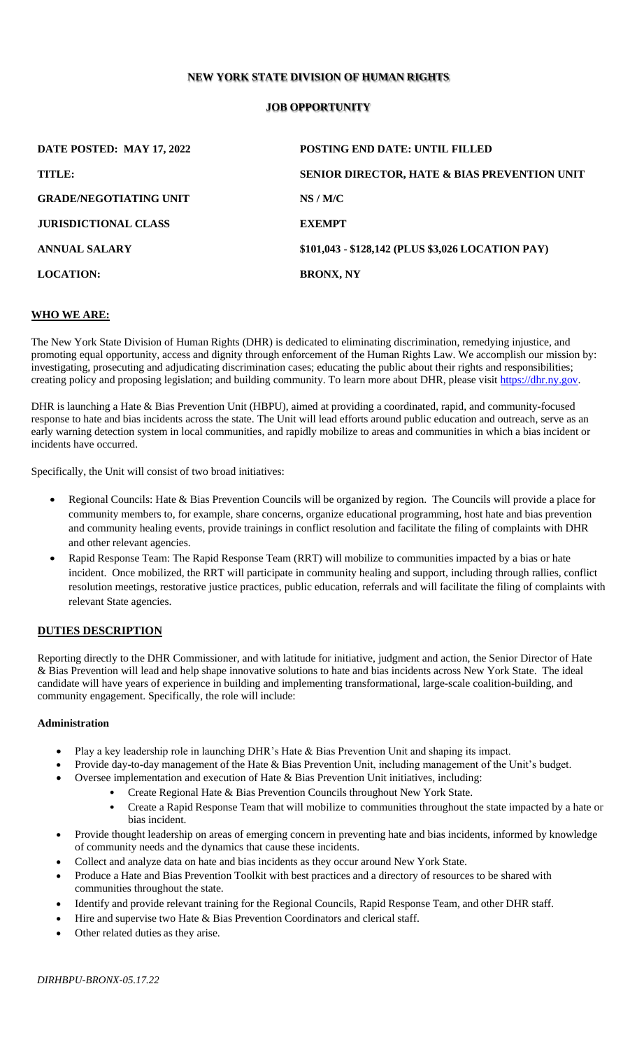# NEW YORK STATE DIVISION OF HUMAN RIGHTS

## JOB OPPORTUNITY

| | |
|---|---|
| **DATE POSTED: MAY 17, 2022** | **POSTING END DATE: UNTIL FILLED** |
| **TITLE:** | **SENIOR DIRECTOR, HATE & BIAS PREVENTION UNIT** |
| **GRADE/NEGOTIATING UNIT** | **NS / M/C** |
| **JURISDICTIONAL CLASS** | **EXEMPT** |
| **ANNUAL SALARY** | **$101,043 - $128,142 (PLUS $3,026 LOCATION PAY)** |
| **LOCATION:** | **BRONX, NY** |

## WHO WE ARE:

The New York State Division of Human Rights (DHR) is dedicated to eliminating discrimination, remedying injustice, and promoting equal opportunity, access and dignity through enforcement of the Human Rights Law. We accomplish our mission by: investigating, prosecuting and adjudicating discrimination cases; educating the public about their rights and responsibilities; creating policy and proposing legislation; and building community. To learn more about DHR, please visit https://dhr.ny.gov.

DHR is launching a Hate & Bias Prevention Unit (HBPU), aimed at providing a coordinated, rapid, and community-focused response to hate and bias incidents across the state. The Unit will lead efforts around public education and outreach, serve as an early warning detection system in local communities, and rapidly mobilize to areas and communities in which a bias incident or incidents have occurred.

Specifically, the Unit will consist of two broad initiatives:

- Regional Councils: Hate & Bias Prevention Councils will be organized by region. The Councils will provide a place for community members to, for example, share concerns, organize educational programming, host hate and bias prevention and community healing events, provide trainings in conflict resolution and facilitate the filing of complaints with DHR and other relevant agencies.
- Rapid Response Team: The Rapid Response Team (RRT) will mobilize to communities impacted by a bias or hate incident. Once mobilized, the RRT will participate in community healing and support, including through rallies, conflict resolution meetings, restorative justice practices, public education, referrals and will facilitate the filing of complaints with relevant State agencies.

## DUTIES DESCRIPTION

Reporting directly to the DHR Commissioner, and with latitude for initiative, judgment and action, the Senior Director of Hate & Bias Prevention will lead and help shape innovative solutions to hate and bias incidents across New York State. The ideal candidate will have years of experience in building and implementing transformational, large-scale coalition-building, and community engagement. Specifically, the role will include:

### Administration

- Play a key leadership role in launching DHR's Hate & Bias Prevention Unit and shaping its impact.
- Provide day-to-day management of the Hate & Bias Prevention Unit, including management of the Unit's budget.
- Oversee implementation and execution of Hate & Bias Prevention Unit initiatives, including:
  - Create Regional Hate & Bias Prevention Councils throughout New York State.
  - Create a Rapid Response Team that will mobilize to communities throughout the state impacted by a hate or bias incident.
- Provide thought leadership on areas of emerging concern in preventing hate and bias incidents, informed by knowledge of community needs and the dynamics that cause these incidents.
- Collect and analyze data on hate and bias incidents as they occur around New York State.
- Produce a Hate and Bias Prevention Toolkit with best practices and a directory of resources to be shared with communities throughout the state.
- Identify and provide relevant training for the Regional Councils, Rapid Response Team, and other DHR staff.
- Hire and supervise two Hate & Bias Prevention Coordinators and clerical staff.
- Other related duties as they arise.

*DIRHBPU-BRONX-05.17.22*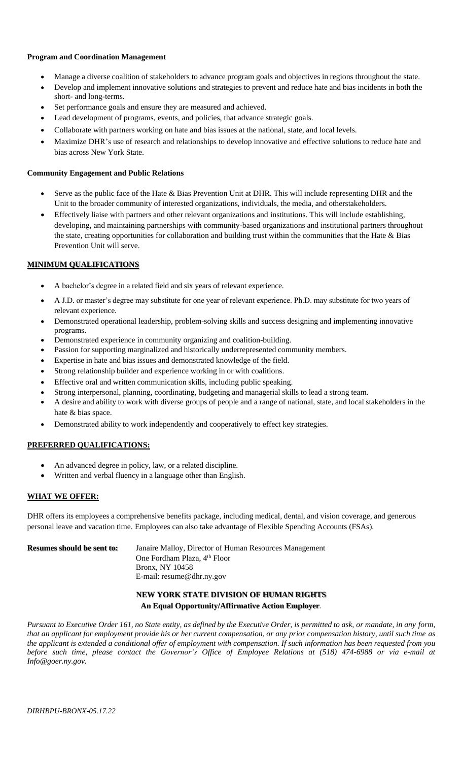**Program and Coordination Management**

- Manage a diverse coalition of stakeholders to advance program goals and objectives in regions throughout the state.
- Develop and implement innovative solutions and strategies to prevent and reduce hate and bias incidents in both the short- and long-terms.
- Set performance goals and ensure they are measured and achieved.
- Lead development of programs, events, and policies, that advance strategic goals.
- Collaborate with partners working on hate and bias issues at the national, state, and local levels.
- Maximize DHR's use of research and relationships to develop innovative and effective solutions to reduce hate and bias across New York State.

**Community Engagement and Public Relations**

- Serve as the public face of the Hate & Bias Prevention Unit at DHR. This will include representing DHR and the Unit to the broader community of interested organizations, individuals, the media, and otherstakeholders.
- Effectively liaise with partners and other relevant organizations and institutions. This will include establishing, developing, and maintaining partnerships with community-based organizations and institutional partners throughout the state, creating opportunities for collaboration and building trust within the communities that the Hate & Bias Prevention Unit will serve.

## MINIMUM QUALIFICATIONS

- A bachelor's degree in a related field and six years of relevant experience.
- A J.D. or master's degree may substitute for one year of relevant experience. Ph.D. may substitute for two years of relevant experience.
- Demonstrated operational leadership, problem-solving skills and success designing and implementing innovative programs.
- Demonstrated experience in community organizing and coalition-building.
- Passion for supporting marginalized and historically underrepresented community members.
- Expertise in hate and bias issues and demonstrated knowledge of the field.
- Strong relationship builder and experience working in or with coalitions.
- Effective oral and written communication skills, including public speaking.
- Strong interpersonal, planning, coordinating, budgeting and managerial skills to lead a strong team.
- A desire and ability to work with diverse groups of people and a range of national, state, and local stakeholders in the hate & bias space.
- Demonstrated ability to work independently and cooperatively to effect key strategies.

## PREFERRED QUALIFICATIONS:

- An advanced degree in policy, law, or a related discipline.
- Written and verbal fluency in a language other than English.

## WHAT WE OFFER:

DHR offers its employees a comprehensive benefits package, including medical, dental, and vision coverage, and generous personal leave and vacation time. Employees can also take advantage of Flexible Spending Accounts (FSAs).

**Resumes should be sent to:** Janaire Malloy, Director of Human Resources Management
One Fordham Plaza, 4th Floor
Bronx, NY 10458
E-mail: resume@dhr.ny.gov

**NEW YORK STATE DIVISION OF HUMAN RIGHTS**
**An Equal Opportunity/Affirmative Action Employer**.

*Pursuant to Executive Order 161, no State entity, as defined by the Executive Order, is permitted to ask, or mandate, in any form, that an applicant for employment provide his or her current compensation, or any prior compensation history, until such time as the applicant is extended a conditional offer of employment with compensation. If such information has been requested from you before such time, please contact the Governor's Office of Employee Relations at (518) 474-6988 or via e-mail at Info@goer.ny.gov.*

*DIRHBPU-BRONX-05.17.22*